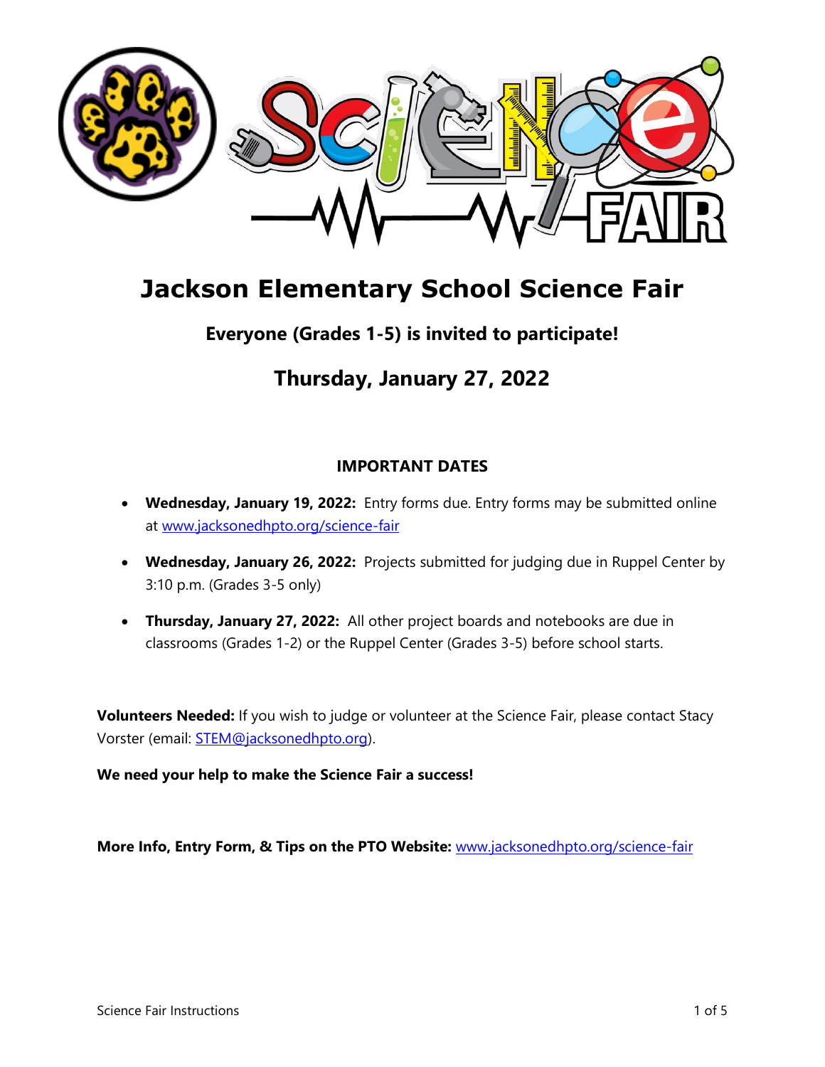# Jackson Elementary School Science Fair

## Everyone (Grades 1-5) is invited to participate!

## Thursday, January 27, 2022

### IMPORTANT DATES

- **Wednesday, January 19, 2022:** Entry forms due. Entry forms may be submitted online at [www.jacksonedhpto.org/science-fair](http://www.jacksonedhpto.org/science-fair)
- **Wednesday, January 26, 2022:** Projects submitted for judging due in Ruppel Center by 3:10 p.m. (Grades 3-5 only)
- **Thursday, January 27, 2022:** All other project boards and notebooks are due in classrooms (Grades 1-2) or the Ruppel Center (Grades 3-5) before school starts.

**Volunteers Needed:** If you wish to judge or volunteer at the Science Fair, please contact Stacy Vorster (email: [STEM@jacksonedhpto.org](mailto:STEM@jacksonedhpto.org)).

**We need your help to make the Science Fair a success!**

**More Info, Entry Form, & Tips on the PTO Website:** [www.jacksonedhpto.org/science-fair](http://www.jacksonedhpto.org/science-fair)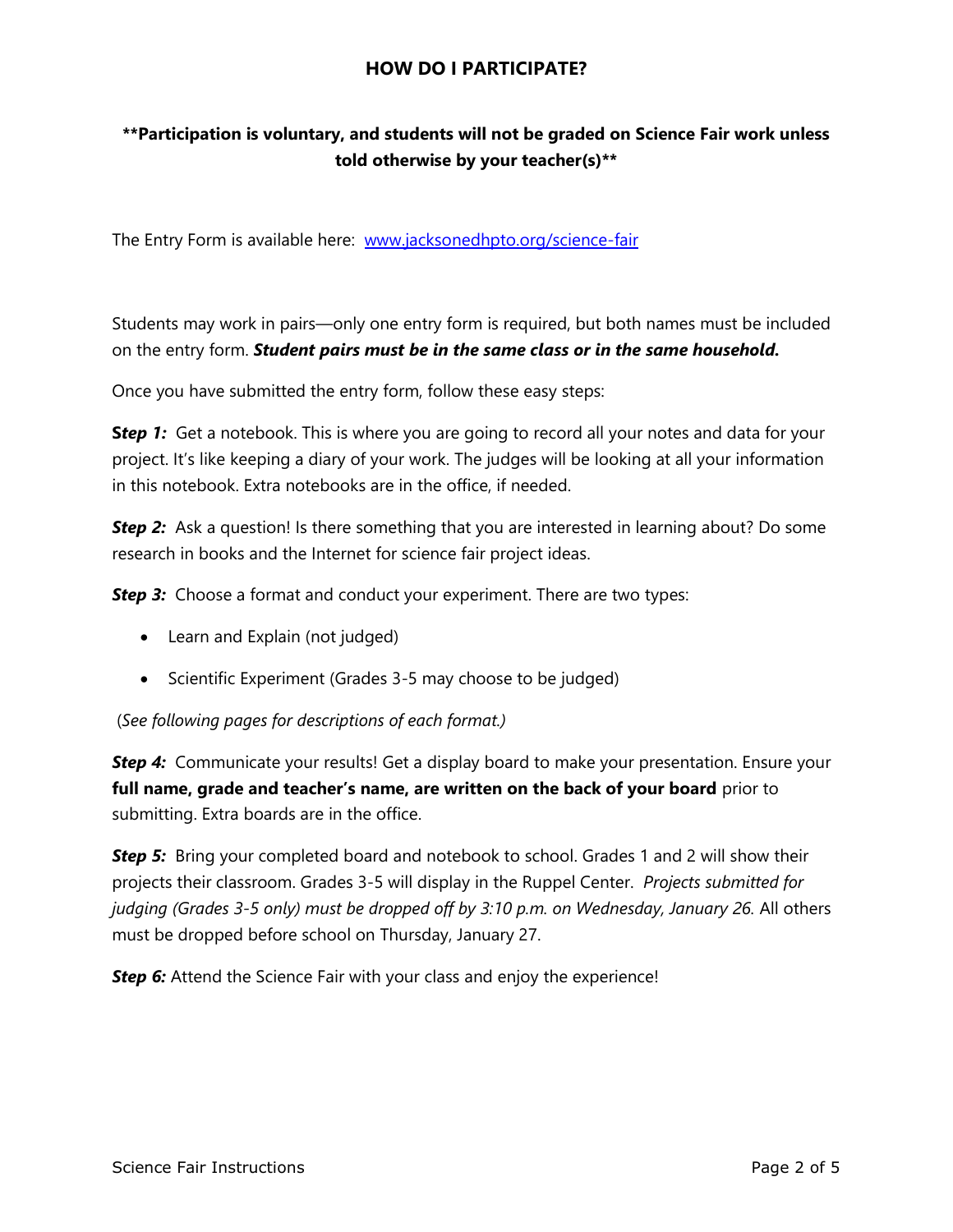## HOW DO I PARTICIPATE?

**\*\*Participation is voluntary, and students will not be graded on Science Fair work unless told otherwise by your teacher(s)\*\***

The Entry Form is available here: [www.jacksonedhpto.org/science-fair](http://www.jacksonedhpto.org/science-fair)

Students may work in pairs—only one entry form is required, but both names must be included on the entry form. ***Student pairs must be in the same class or in the same household.***

Once you have submitted the entry form, follow these easy steps:

***Step 1:*** Get a notebook. This is where you are going to record all your notes and data for your project. It's like keeping a diary of your work. The judges will be looking at all your information in this notebook. Extra notebooks are in the office, if needed.

***Step 2:*** Ask a question! Is there something that you are interested in learning about? Do some research in books and the Internet for science fair project ideas.

***Step 3:*** Choose a format and conduct your experiment. There are two types:

- Learn and Explain (not judged)
- Scientific Experiment (Grades 3-5 may choose to be judged)

(*See following pages for descriptions of each format.)*

***Step 4:*** Communicate your results! Get a display board to make your presentation. Ensure your **full name, grade and teacher's name, are written on the back of your board** prior to submitting. Extra boards are in the office.

***Step 5:*** Bring your completed board and notebook to school. Grades 1 and 2 will show their projects their classroom. Grades 3-5 will display in the Ruppel Center. *Projects submitted for judging (Grades 3-5 only) must be dropped off by 3:10 p.m. on Wednesday, January 26.* All others must be dropped before school on Thursday, January 27.

***Step 6:*** Attend the Science Fair with your class and enjoy the experience!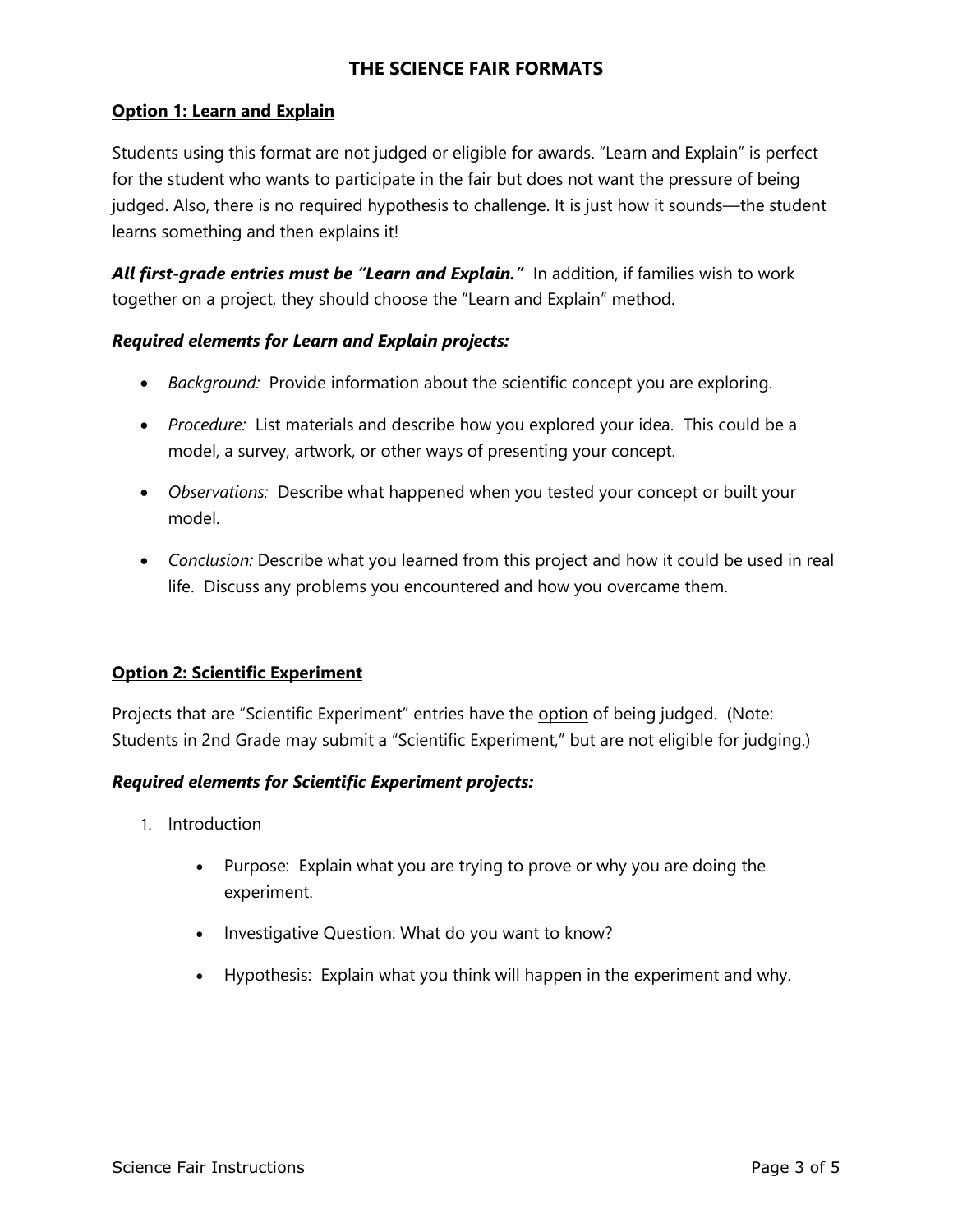# THE SCIENCE FAIR FORMATS

## Option 1: Learn and Explain

Students using this format are not judged or eligible for awards. "Learn and Explain" is perfect for the student who wants to participate in the fair but does not want the pressure of being judged. Also, there is no required hypothesis to challenge. It is just how it sounds—the student learns something and then explains it!

***All first-grade entries must be "Learn and Explain."*** In addition, if families wish to work together on a project, they should choose the "Learn and Explain" method.

***Required elements for Learn and Explain projects:***

- *Background:* Provide information about the scientific concept you are exploring.
- *Procedure:* List materials and describe how you explored your idea. This could be a model, a survey, artwork, or other ways of presenting your concept.
- *Observations:* Describe what happened when you tested your concept or built your model.
- *Conclusion:* Describe what you learned from this project and how it could be used in real life. Discuss any problems you encountered and how you overcame them.

## Option 2: Scientific Experiment

Projects that are "Scientific Experiment" entries have the <u>option</u> of being judged. (Note: Students in 2nd Grade may submit a "Scientific Experiment," but are not eligible for judging.)

***Required elements for Scientific Experiment projects:***

1. Introduction
    - Purpose: Explain what you are trying to prove or why you are doing the experiment.
    - Investigative Question: What do you want to know?
    - Hypothesis: Explain what you think will happen in the experiment and why.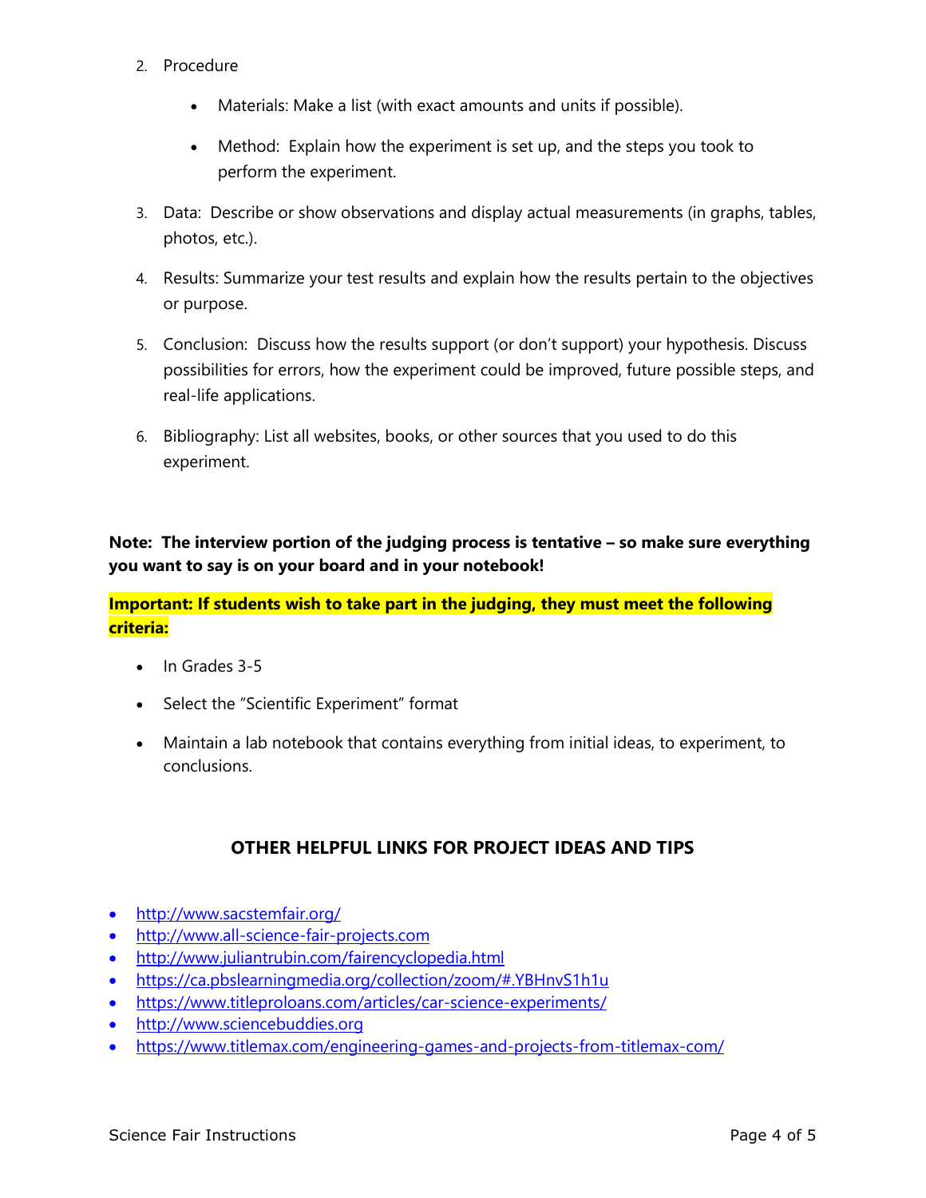2. Procedure

    - Materials: Make a list (with exact amounts and units if possible).

    - Method: Explain how the experiment is set up, and the steps you took to perform the experiment.

3. Data: Describe or show observations and display actual measurements (in graphs, tables, photos, etc.).

4. Results: Summarize your test results and explain how the results pertain to the objectives or purpose.

5. Conclusion: Discuss how the results support (or don't support) your hypothesis. Discuss possibilities for errors, how the experiment could be improved, future possible steps, and real-life applications.

6. Bibliography: List all websites, books, or other sources that you used to do this experiment.

**Note: The interview portion of the judging process is tentative – so make sure everything you want to say is on your board and in your notebook!**

**Important: If students wish to take part in the judging, they must meet the following criteria:**

- In Grades 3-5
- Select the "Scientific Experiment" format
- Maintain a lab notebook that contains everything from initial ideas, to experiment, to conclusions.

## OTHER HELPFUL LINKS FOR PROJECT IDEAS AND TIPS

- http://www.sacstemfair.org/
- http://www.all-science-fair-projects.com
- http://www.juliantrubin.com/fairencyclopedia.html
- https://ca.pbslearningmedia.org/collection/zoom/#.YBHnvS1h1u
- https://www.titleproloans.com/articles/car-science-experiments/
- http://www.sciencebuddies.org
- https://www.titlemax.com/engineering-games-and-projects-from-titlemax-com/